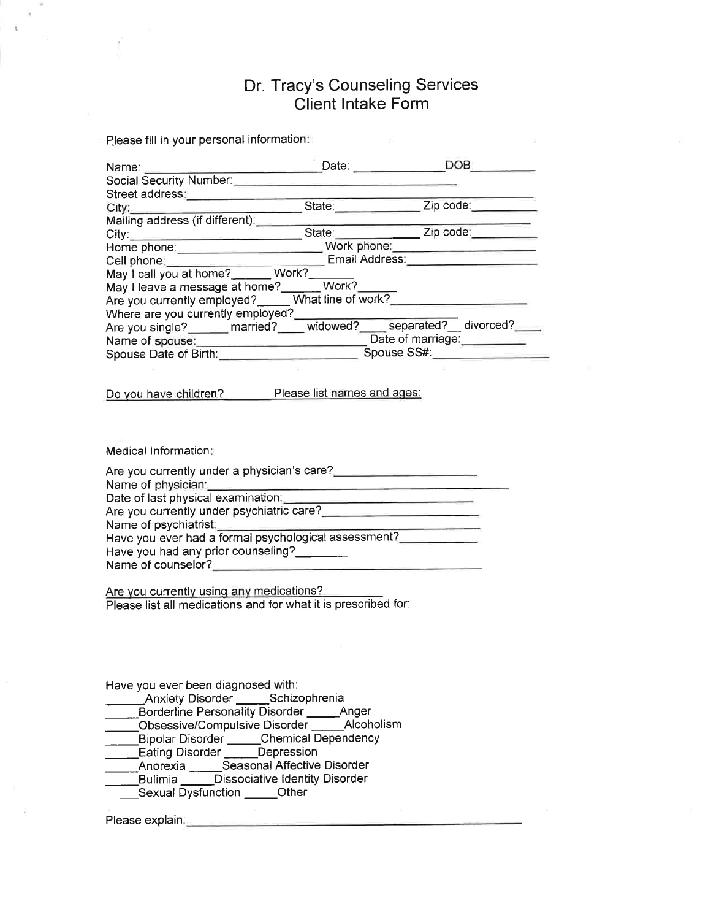# Dr. Tracy's Counseling Services
## Client Intake Form

Please fill in your personal information:

Name: ______________________ Date: ____________ DOB__________
Social Security Number: ______________________________
Street address: ____________________________________________
City: ______________________ State: ____________ Zip code: __________
Mailing address (if different): ________________________________
City: ______________________ State: ____________ Zip code: __________
Home phone: ______________________ Work phone: ____________________
Cell phone: ______________________ Email Address: __________________
May I call you at home? ______ Work? ______
May I leave a message at home? ______ Work? ______
Are you currently employed? _____ What line of work? __________________
Where are you currently employed? ______________________
Are you single? ______ married? ____ widowed? ____ separated? __ divorced? ____
Name of spouse: ______________________ Date of marriage: __________
Spouse Date of Birth: ____________________ Spouse SS#: ________________

Do you have children? _______ Please list names and ages:

Medical Information:

Are you currently under a physician's care? ____________________
Name of physician: ________________________________________
Date of last physical examination: ___________________________
Are you currently under psychiatric care? ______________________
Name of psychiatrist: ______________________________________
Have you ever had a formal psychological assessment? ___________
Have you had any prior counseling? ________
Name of counselor? ________________________________________

Are you currently using any medications? _________
Please list all medications and for what it is prescribed for:

Have you ever been diagnosed with:
- _____ Anxiety Disorder _____ Schizophrenia
- _____ Borderline Personality Disorder _____ Anger
- _____ Obsessive/Compulsive Disorder _____ Alcoholism
- _____ Bipolar Disorder _____ Chemical Dependency
- _____ Eating Disorder _____ Depression
- _____ Anorexia _____ Seasonal Affective Disorder
- _____ Bulimia _____ Dissociative Identity Disorder
- _____ Sexual Dysfunction _____ Other

Please explain: ____________________________________________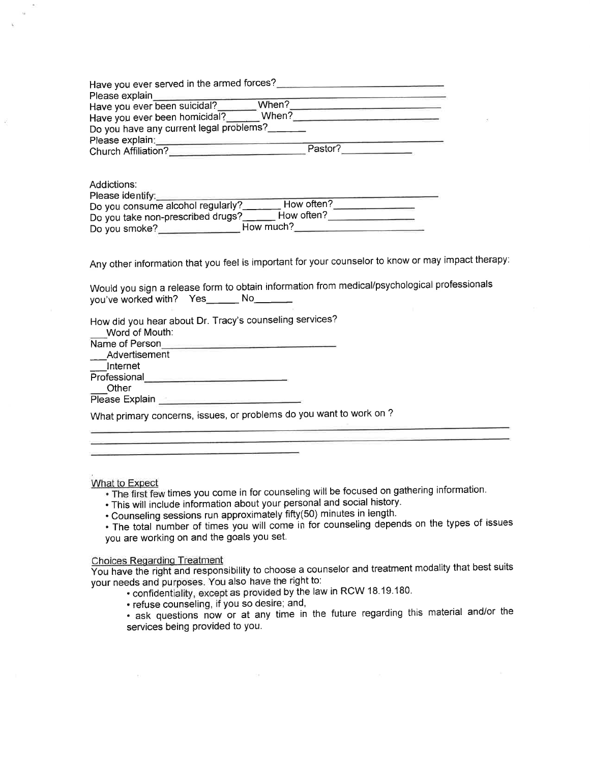Have you ever served in the armed forces?______________________________

Please explain______________________________________________

Have you ever been suicidal?_______ When?_________________________

Have you ever been homicidal?______ When?_________________________

Do you have any current legal problems?_______

Please explain:______________________________________________

Church Affiliation?________________________ Pastor?____________

Addictions:

Please identify:______________________________________________

Do you consume alcohol regularly?_______ How often?______________

Do you take non-prescribed drugs?______ How often?_______________

Do you smoke?_______________ How much?______________________

Any other information that you feel is important for your counselor to know or may impact therapy:

Would you sign a release form to obtain information from medical/psychological professionals you've worked with? Yes______ No_______

How did you hear about Dr. Tracy's counseling services?

___Word of Mouth:

Name of Person______________________________

___Advertisement

___Internet

Professional__________________________

___Other

Please Explain __________________________

What primary concerns, issues, or problems do you want to work on ?

______________________________________________________________

______________________________________________________________

______________________________________

What to Expect

- The first few times you come in for counseling will be focused on gathering information.
- This will include information about your personal and social history.
- Counseling sessions run approximately fifty(50) minutes in length.
- The total number of times you will come in for counseling depends on the types of issues you are working on and the goals you set.

Choices Regarding Treatment

You have the right and responsibility to choose a counselor and treatment modality that best suits your needs and purposes. You also have the right to:

- confidentiality, except as provided by the law in RCW 18.19.180.
- refuse counseling, if you so desire; and,
- ask questions now or at any time in the future regarding this material and/or the services being provided to you.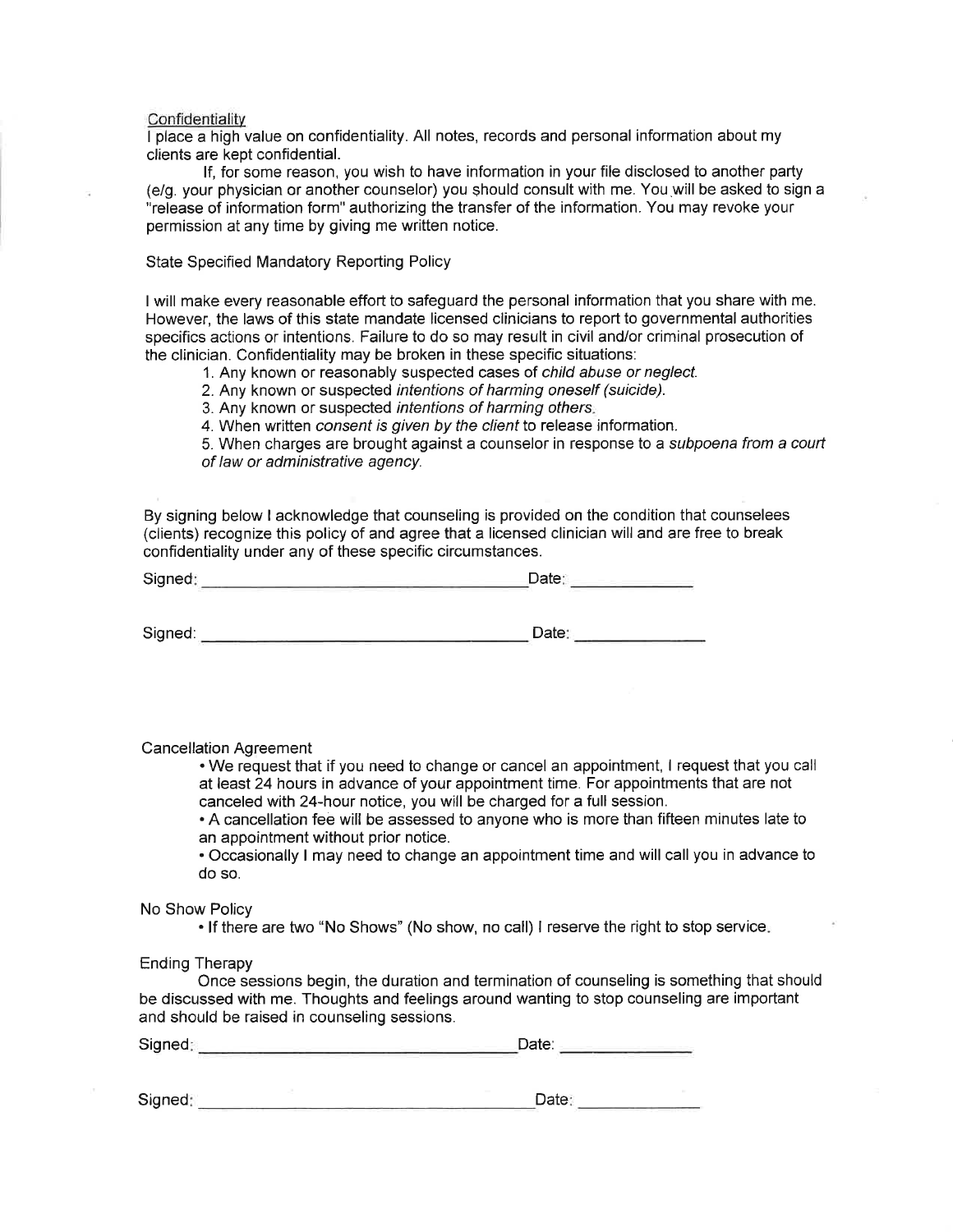## Confidentiality

I place a high value on confidentiality. All notes, records and personal information about my clients are kept confidential.

If, for some reason, you wish to have information in your file disclosed to another party (e/g. your physician or another counselor) you should consult with me. You will be asked to sign a "release of information form" authorizing the transfer of the information. You may revoke your permission at any time by giving me written notice.

## State Specified Mandatory Reporting Policy

I will make every reasonable effort to safeguard the personal information that you share with me. However, the laws of this state mandate licensed clinicians to report to governmental authorities specifics actions or intentions. Failure to do so may result in civil and/or criminal prosecution of the clinician. Confidentiality may be broken in these specific situations:

1. Any known or reasonably suspected cases of *child abuse or neglect.*
2. Any known or suspected *intentions of harming oneself (suicide).*
3. Any known or suspected *intentions of harming others.*
4. When written *consent is given by the client* to release information.
5. When charges are brought against a counselor in response to a *subpoena from a court of law or administrative agency.*

By signing below I acknowledge that counseling is provided on the condition that counselees (clients) recognize this policy of and agree that a licensed clinician will and are free to break confidentiality under any of these specific circumstances.

Signed: ____________________________________ Date: ______________

Signed: ____________________________________ Date: ______________

## Cancellation Agreement

- We request that if you need to change or cancel an appointment, I request that you call at least 24 hours in advance of your appointment time. For appointments that are not canceled with 24-hour notice, you will be charged for a full session.
- A cancellation fee will be assessed to anyone who is more than fifteen minutes late to an appointment without prior notice.
- Occasionally I may need to change an appointment time and will call you in advance to do so.

## No Show Policy

- If there are two "No Shows" (No show, no call) I reserve the right to stop service.

## Ending Therapy

Once sessions begin, the duration and termination of counseling is something that should be discussed with me. Thoughts and feelings around wanting to stop counseling are important and should be raised in counseling sessions.

Signed: ____________________________________ Date: ______________

Signed: ____________________________________ Date: ______________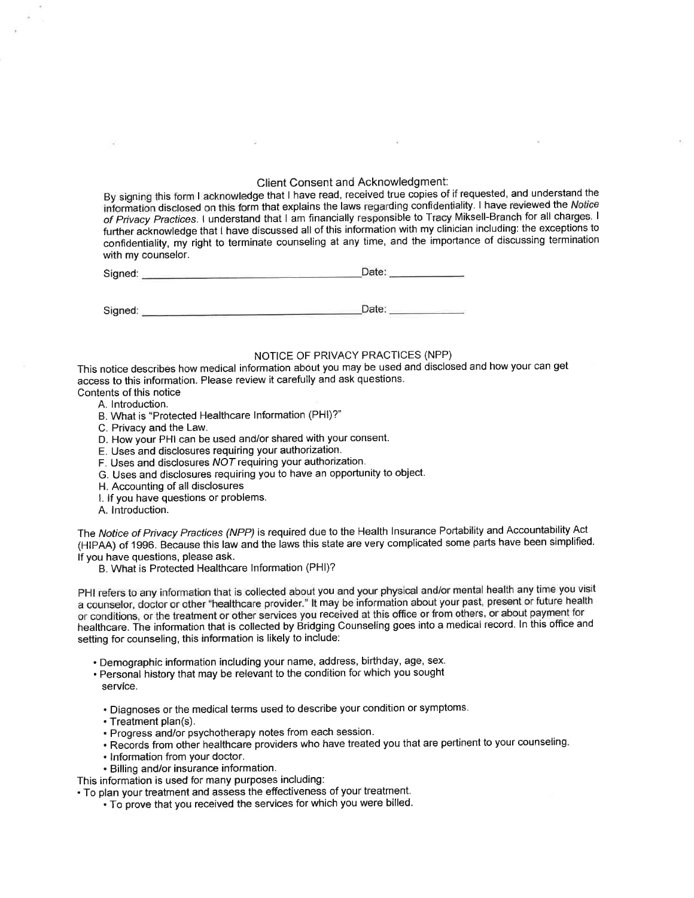## Client Consent and Acknowledgment:

By signing this form I acknowledge that I have read, received true copies of if requested, and understand the information disclosed on this form that explains the laws regarding confidentiality. I have reviewed the *Notice of Privacy Practices*. I understand that I am financially responsible to Tracy Miksell-Branch for all charges. I further acknowledge that I have discussed all of this information with my clinician including: the exceptions to confidentiality, my right to terminate counseling at any time, and the importance of discussing termination with my counselor.

Signed: ______________________________________ Date: ____________

Signed: ______________________________________ Date: ____________

## NOTICE OF PRIVACY PRACTICES (NPP)

This notice describes how medical information about you may be used and disclosed and how your can get access to this information. Please review it carefully and ask questions.

Contents of this notice

A. Introduction.
B. What is "Protected Healthcare Information (PHI)?"
C. Privacy and the Law.
D. How your PHI can be used and/or shared with your consent.
E. Uses and disclosures requiring your authorization.
F. Uses and disclosures *NOT* requiring your authorization.
G. Uses and disclosures requiring you to have an opportunity to object.
H. Accounting of all disclosures
I. If you have questions or problems.

### A. Introduction.

The *Notice of Privacy Practices (NPP)* is required due to the Health Insurance Portability and Accountability Act (HIPAA) of 1996. Because this law and the laws this state are very complicated some parts have been simplified. If you have questions, please ask.

### B. What is Protected Healthcare Information (PHI)?

PHI refers to any information that is collected about you and your physical and/or mental health any time you visit a counselor, doctor or other "healthcare provider." It may be information about your past, present or future health or conditions, or the treatment or other services you received at this office or from others, or about payment for healthcare. The information that is collected by Bridging Counseling goes into a medical record. In this office and setting for counseling, this information is likely to include:

- Demographic information including your name, address, birthday, age, sex.
- Personal history that may be relevant to the condition for which you sought service.
- Diagnoses or the medical terms used to describe your condition or symptoms.
- Treatment plan(s).
- Progress and/or psychotherapy notes from each session.
- Records from other healthcare providers who have treated you that are pertinent to your counseling.
- Information from your doctor.
- Billing and/or insurance information.

This information is used for many purposes including:

- To plan your treatment and assess the effectiveness of your treatment.
- To prove that you received the services for which you were billed.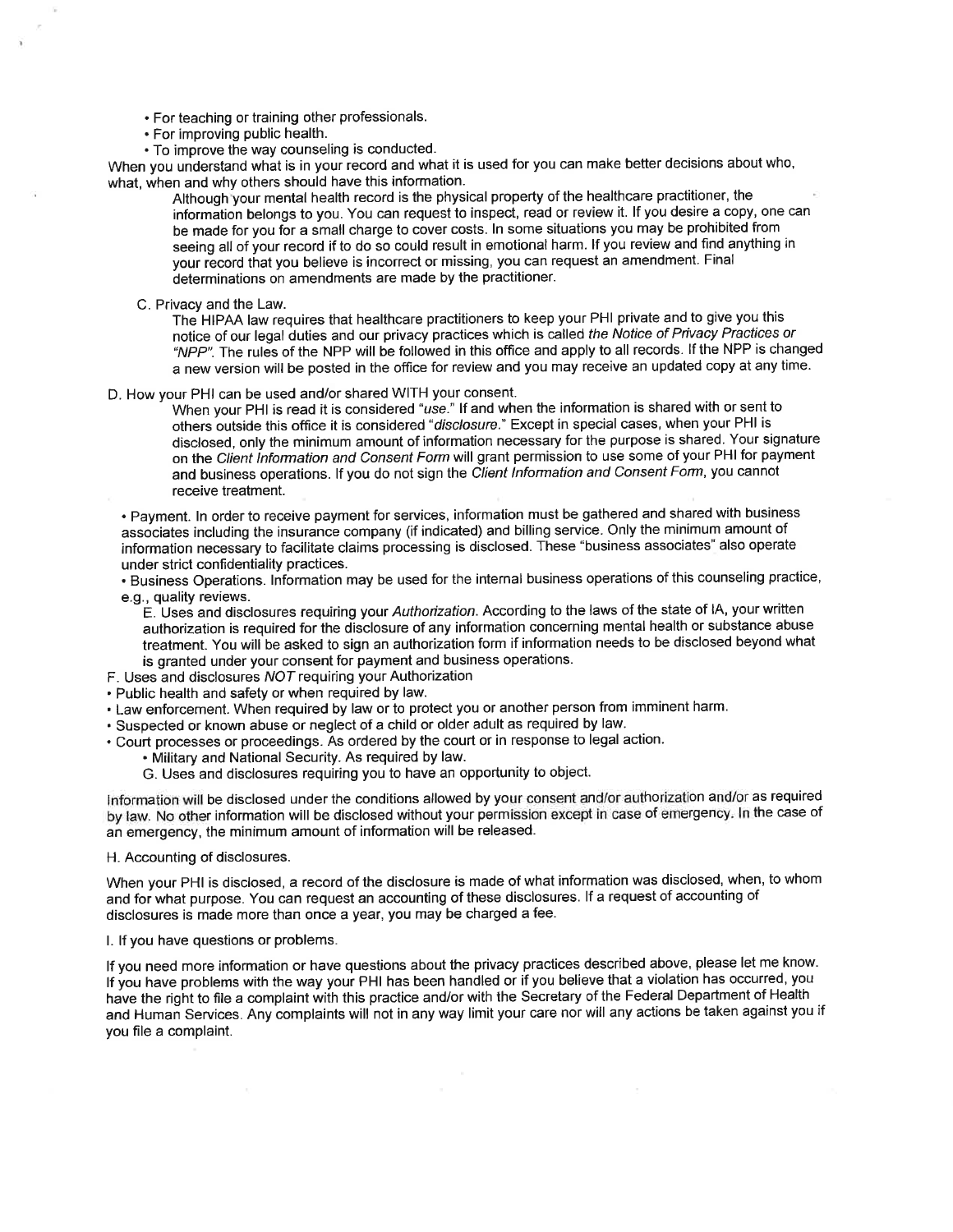- For teaching or training other professionals.
- For improving public health.
- To improve the way counseling is conducted.

When you understand what is in your record and what it is used for you can make better decisions about who, what, when and why others should have this information.

Although your mental health record is the physical property of the healthcare practitioner, the information belongs to you. You can request to inspect, read or review it. If you desire a copy, one can be made for you for a small charge to cover costs. In some situations you may be prohibited from seeing all of your record if to do so could result in emotional harm. If you review and find anything in your record that you believe is incorrect or missing, you can request an amendment. Final determinations on amendments are made by the practitioner.

C. Privacy and the Law.

The HIPAA law requires that healthcare practitioners to keep your PHI private and to give you this notice of our legal duties and our privacy practices which is called *the Notice of Privacy Practices or "NPP"*. The rules of the NPP will be followed in this office and apply to all records. If the NPP is changed a new version will be posted in the office for review and you may receive an updated copy at any time.

D. How your PHI can be used and/or shared WITH your consent.

When your PHI is read it is considered "*use*." If and when the information is shared with or sent to others outside this office it is considered "*disclosure*." Except in special cases, when your PHI is disclosed, only the minimum amount of information necessary for the purpose is shared. Your signature on the *Client Information and Consent Form* will grant permission to use some of your PHI for payment and business operations. If you do not sign the *Client Information and Consent Form*, you cannot receive treatment.

- Payment. In order to receive payment for services, information must be gathered and shared with business associates including the insurance company (if indicated) and billing service. Only the minimum amount of information necessary to facilitate claims processing is disclosed. These "business associates" also operate under strict confidentiality practices.
- Business Operations. Information may be used for the internal business operations of this counseling practice, e.g., quality reviews.

E. Uses and disclosures requiring your *Authorization*. According to the laws of the state of IA, your written authorization is required for the disclosure of any information concerning mental health or substance abuse treatment. You will be asked to sign an authorization form if information needs to be disclosed beyond what is granted under your consent for payment and business operations.

F. Uses and disclosures *NOT* requiring your Authorization

- Public health and safety or when required by law.
- Law enforcement. When required by law or to protect you or another person from imminent harm.
- Suspected or known abuse or neglect of a child or older adult as required by law.
- Court processes or proceedings. As ordered by the court or in response to legal action.
- Military and National Security. As required by law.

G. Uses and disclosures requiring you to have an opportunity to object.

Information will be disclosed under the conditions allowed by your consent and/or authorization and/or as required by law. No other information will be disclosed without your permission except in case of emergency. In the case of an emergency, the minimum amount of information will be released.

H. Accounting of disclosures.

When your PHI is disclosed, a record of the disclosure is made of what information was disclosed, when, to whom and for what purpose. You can request an accounting of these disclosures. If a request of accounting of disclosures is made more than once a year, you may be charged a fee.

I. If you have questions or problems.

If you need more information or have questions about the privacy practices described above, please let me know. If you have problems with the way your PHI has been handled or if you believe that a violation has occurred, you have the right to file a complaint with this practice and/or with the Secretary of the Federal Department of Health and Human Services. Any complaints will not in any way limit your care nor will any actions be taken against you if you file a complaint.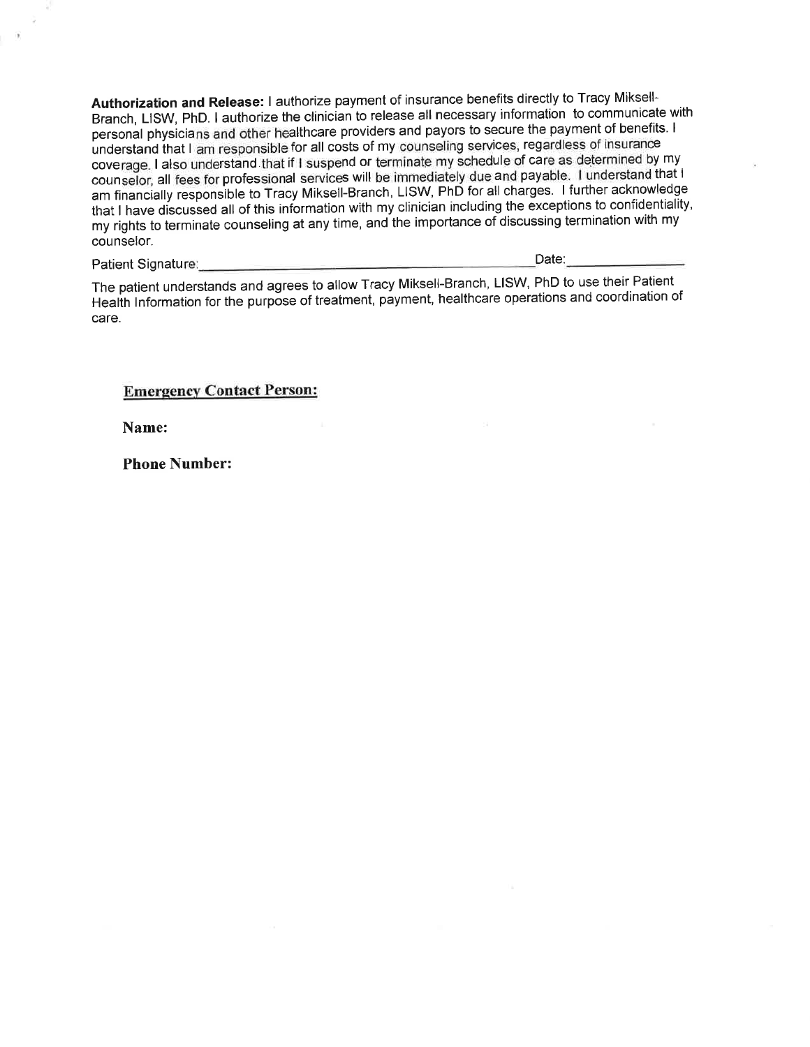**Authorization and Release:** I authorize payment of insurance benefits directly to Tracy Miksell-Branch, LISW, PhD. I authorize the clinician to release all necessary information to communicate with personal physicians and other healthcare providers and payors to secure the payment of benefits. I understand that I am responsible for all costs of my counseling services, regardless of insurance coverage. I also understand that if I suspend or terminate my schedule of care as determined by my counselor, all fees for professional services will be immediately due and payable. I understand that I am financially responsible to Tracy Miksell-Branch, LISW, PhD for all charges. I further acknowledge that I have discussed all of this information with my clinician including the exceptions to confidentiality, my rights to terminate counseling at any time, and the importance of discussing termination with my counselor.

Patient Signature: ______________________________________________ Date: ________________

The patient understands and agrees to allow Tracy Miksell-Branch, LISW, PhD to use their Patient Health Information for the purpose of treatment, payment, healthcare operations and coordination of care.

**Emergency Contact Person:**

**Name:**

**Phone Number:**